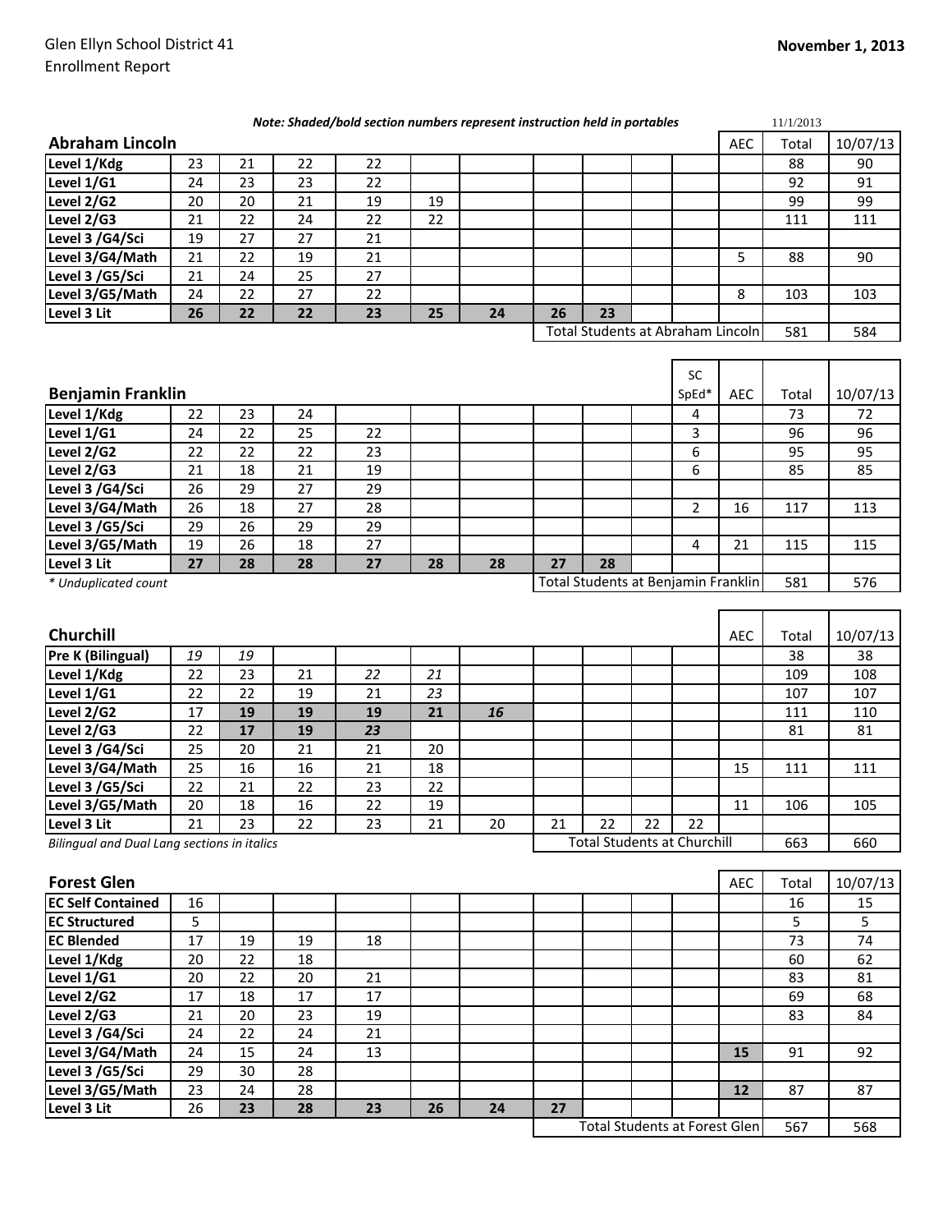Glen Ellyn School District 41
Enrollment Report

**November 1, 2013**

***Note: Shaded/bold section numbers represent instruction held in portables***

11/1/2013

## Abraham Lincoln

| Abraham Lincoln | | | | | | | | | | | AEC | Total | 10/07/13 |
|---|---|---|---|---|---|---|---|---|---|---|---|---|---|
| Level 1/Kdg | 23 | 21 | 22 | 22 | | | | | | | | 88 | 90 |
| Level 1/G1 | 24 | 23 | 23 | 22 | | | | | | | | 92 | 91 |
| Level 2/G2 | 20 | 20 | 21 | 19 | 19 | | | | | | | 99 | 99 |
| Level 2/G3 | 21 | 22 | 24 | 22 | 22 | | | | | | | 111 | 111 |
| Level 3 /G4/Sci | 19 | 27 | 27 | 21 | | | | | | | | | |
| Level 3/G4/Math | 21 | 22 | 19 | 21 | | | | | | | 5 | 88 | 90 |
| Level 3 /G5/Sci | 21 | 24 | 25 | 27 | | | | | | | | | |
| Level 3/G5/Math | 24 | 22 | 27 | 22 | | | | | | | 8 | 103 | 103 |
| Level 3 Lit | **26** | **22** | **22** | **23** | **25** | **24** | **26** | **23** | | | | | |
| | | | | | | | Total Students at Abraham Lincoln | | | | | 581 | 584 |

## Benjamin Franklin

| Benjamin Franklin | | | | | | | | | | SC SpEd* | AEC | Total | 10/07/13 |
|---|---|---|---|---|---|---|---|---|---|---|---|---|---|
| Level 1/Kdg | 22 | 23 | 24 | | | | | | | 4 | | 73 | 72 |
| Level 1/G1 | 24 | 22 | 25 | 22 | | | | | | 3 | | 96 | 96 |
| Level 2/G2 | 22 | 22 | 22 | 23 | | | | | | 6 | | 95 | 95 |
| Level 2/G3 | 21 | 18 | 21 | 19 | | | | | | 6 | | 85 | 85 |
| Level 3 /G4/Sci | 26 | 29 | 27 | 29 | | | | | | | | | |
| Level 3/G4/Math | 26 | 18 | 27 | 28 | | | | | | 2 | 16 | 117 | 113 |
| Level 3 /G5/Sci | 29 | 26 | 29 | 29 | | | | | | | | | |
| Level 3/G5/Math | 19 | 26 | 18 | 27 | | | | | | 4 | 21 | 115 | 115 |
| Level 3 Lit | **27** | **28** | **28** | **27** | **28** | **28** | **27** | **28** | | | | | |
| | | | | | | | Total Students at Benjamin Franklin | | | | | 581 | 576 |

*\* Unduplicated count*

## Churchill

| Churchill | | | | | | | | | | | AEC | Total | 10/07/13 |
|---|---|---|---|---|---|---|---|---|---|---|---|---|---|
| Pre K (Bilingual) | *19* | *19* | | | | | | | | | | 38 | 38 |
| Level 1/Kdg | 22 | 23 | 21 | *22* | *21* | | | | | | | 109 | 108 |
| Level 1/G1 | 22 | 22 | 19 | 21 | *23* | | | | | | | 107 | 107 |
| Level 2/G2 | 17 | **19** | **19** | **19** | **21** | ***16*** | | | | | | 111 | 110 |
| Level 2/G3 | 22 | **17** | **19** | ***23*** | | | | | | | | 81 | 81 |
| Level 3 /G4/Sci | 25 | 20 | 21 | 21 | 20 | | | | | | | | |
| Level 3/G4/Math | 25 | 16 | 16 | 21 | 18 | | | | | | 15 | 111 | 111 |
| Level 3 /G5/Sci | 22 | 21 | 22 | 23 | 22 | | | | | | | | |
| Level 3/G5/Math | 20 | 18 | 16 | 22 | 19 | | | | | | 11 | 106 | 105 |
| Level 3 Lit | 21 | 23 | 22 | 23 | 21 | 20 | 21 | 22 | 22 | 22 | | | |
| | | | | | | | Total Students at Churchill | | | | | 663 | 660 |

*Bilingual and Dual Lang sections in italics*

## Forest Glen

| Forest Glen | | | | | | | | | | | AEC | Total | 10/07/13 |
|---|---|---|---|---|---|---|---|---|---|---|---|---|---|
| EC Self Contained | 16 | | | | | | | | | | | 16 | 15 |
| EC Structured | 5 | | | | | | | | | | | 5 | 5 |
| EC Blended | 17 | 19 | 19 | 18 | | | | | | | | 73 | 74 |
| Level 1/Kdg | 20 | 22 | 18 | | | | | | | | | 60 | 62 |
| Level 1/G1 | 20 | 22 | 20 | 21 | | | | | | | | 83 | 81 |
| Level 2/G2 | 17 | 18 | 17 | 17 | | | | | | | | 69 | 68 |
| Level 2/G3 | 21 | 20 | 23 | 19 | | | | | | | | 83 | 84 |
| Level 3 /G4/Sci | 24 | 22 | 24 | 21 | | | | | | | | | |
| Level 3/G4/Math | 24 | 15 | 24 | 13 | | | | | | | **15** | 91 | 92 |
| Level 3 /G5/Sci | 29 | 30 | 28 | | | | | | | | | | |
| Level 3/G5/Math | 23 | 24 | 28 | | | | | | | | **12** | 87 | 87 |
| Level 3 Lit | 26 | **23** | **28** | **23** | **26** | **24** | **27** | | | | | | |
| | | | | | | | Total Students at Forest Glen | | | | | 567 | 568 |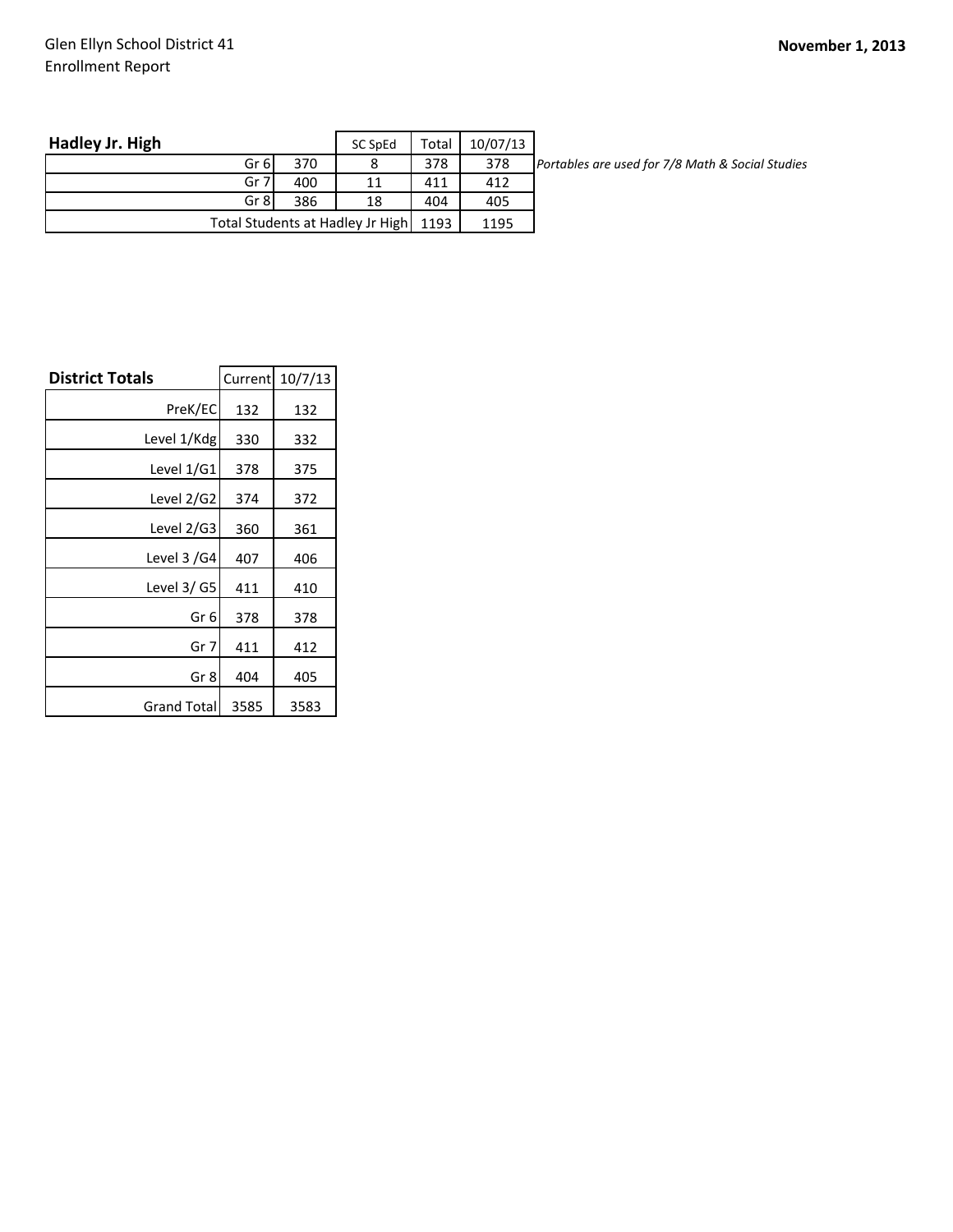Glen Ellyn School District 41
Enrollment Report

**November 1, 2013**

| Hadley Jr. High | | SC SpEd | Total | 10/07/13 |
|---|---|---|---|---|
| Gr 6 | 370 | 8 | 378 | 378 |
| Gr 7 | 400 | 11 | 411 | 412 |
| Gr 8 | 386 | 18 | 404 | 405 |
| Total Students at Hadley Jr High | | | 1193 | 1195 |

*Portables are used for 7/8 Math & Social Studies*

| District Totals | Current | 10/7/13 |
|---|---|---|
| PreK/EC | 132 | 132 |
| Level 1/Kdg | 330 | 332 |
| Level 1/G1 | 378 | 375 |
| Level 2/G2 | 374 | 372 |
| Level 2/G3 | 360 | 361 |
| Level 3 /G4 | 407 | 406 |
| Level 3/ G5 | 411 | 410 |
| Gr 6 | 378 | 378 |
| Gr 7 | 411 | 412 |
| Gr 8 | 404 | 405 |
| Grand Total | 3585 | 3583 |